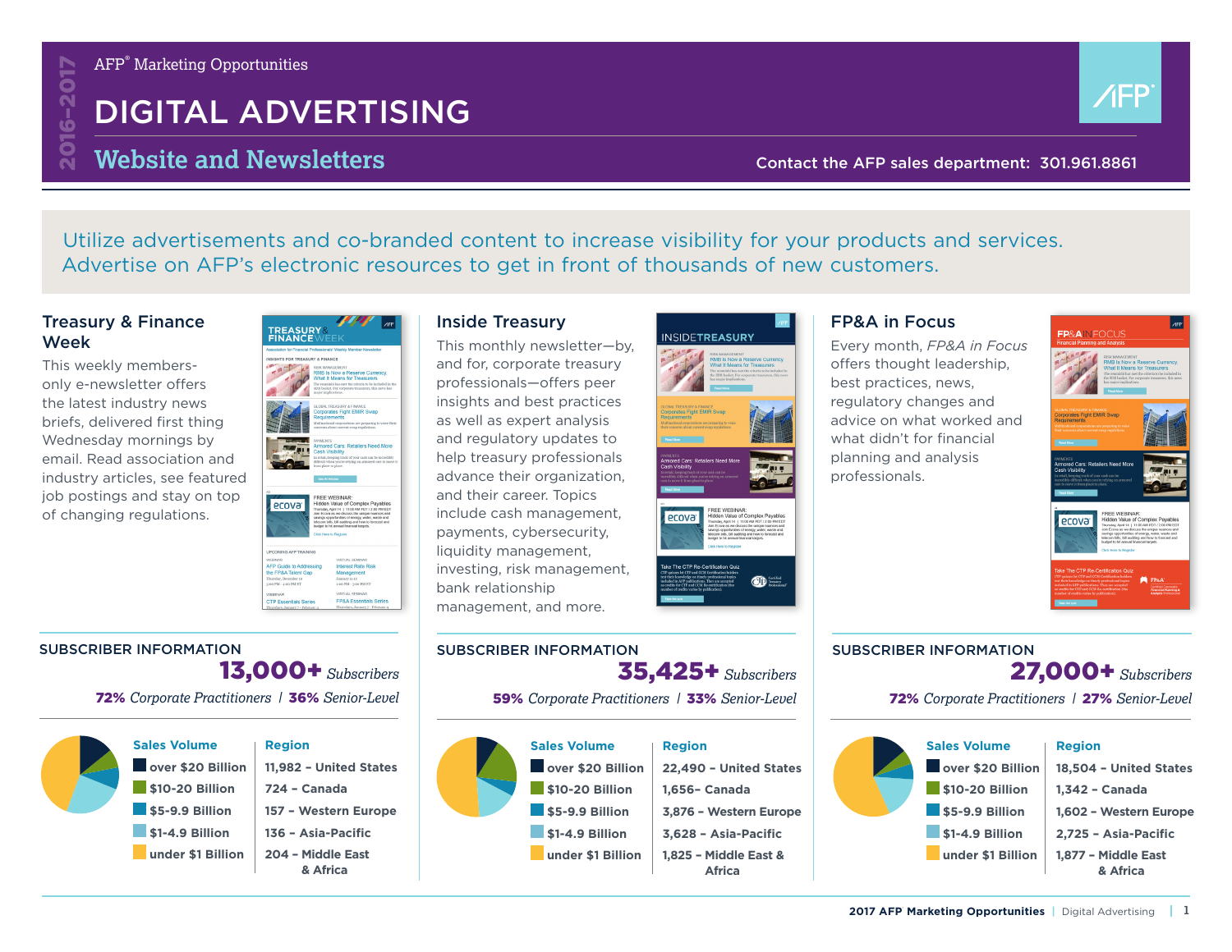2016–2017

AFP® Marketing Opportunities

# DIGITAL ADVERTISING

## Website and Newsletters

Contact the AFP sales department: 301.961.8861

Utilize advertisements and co-branded content to increase visibility for your products and services. Advertise on AFP's electronic resources to get in front of thousands of new customers.

### Treasury & Finance Week

This weekly members-only e-newsletter offers the latest industry news briefs, delivered first thing Wednesday mornings by email. Read association and industry articles, see featured job postings and stay on top of changing regulations.

#### SUBSCRIBER INFORMATION

**13,000+** *Subscribers*

***72%** Corporate Practitioners* | ***36%** Senior-Level*

| Sales Volume | Region |
| --- | --- |
| over $20 Billion | 11,982 – United States |
| $10-20 Billion | 724 – Canada |
| $5-9.9 Billion | 157 – Western Europe |
| $1-4.9 Billion | 136 – Asia-Pacific |
| under $1 Billion | 204 – Middle East & Africa |

### Inside Treasury

This monthly newsletter—by, and for, corporate treasury professionals—offers peer insights and best practices as well as expert analysis and regulatory updates to help treasury professionals advance their organization, and their career. Topics include cash management, payments, cybersecurity, liquidity management, investing, risk management, bank relationship management, and more.

#### SUBSCRIBER INFORMATION

**35,425+** *Subscribers*

***59%** Corporate Practitioners* | ***33%** Senior-Level*

| Sales Volume | Region |
| --- | --- |
| over $20 Billion | 22,490 – United States |
| $10-20 Billion | 1,656– Canada |
| $5-9.9 Billion | 3,876 – Western Europe |
| $1-4.9 Billion | 3,628 – Asia-Pacific |
| under $1 Billion | 1,825 – Middle East & Africa |

### FP&A in Focus

Every month, *FP&A in Focus* offers thought leadership, best practices, news, regulatory changes and advice on what worked and what didn't for financial planning and analysis professionals.

#### SUBSCRIBER INFORMATION

**27,000+** *Subscribers*

***72%** Corporate Practitioners* | ***27%** Senior-Level*

| Sales Volume | Region |
| --- | --- |
| over $20 Billion | 18,504 – United States |
| $10-20 Billion | 1,342 – Canada |
| $5-9.9 Billion | 1,602 – Western Europe |
| $1-4.9 Billion | 2,725 – Asia-Pacific |
| under $1 Billion | 1,877 – Middle East & Africa |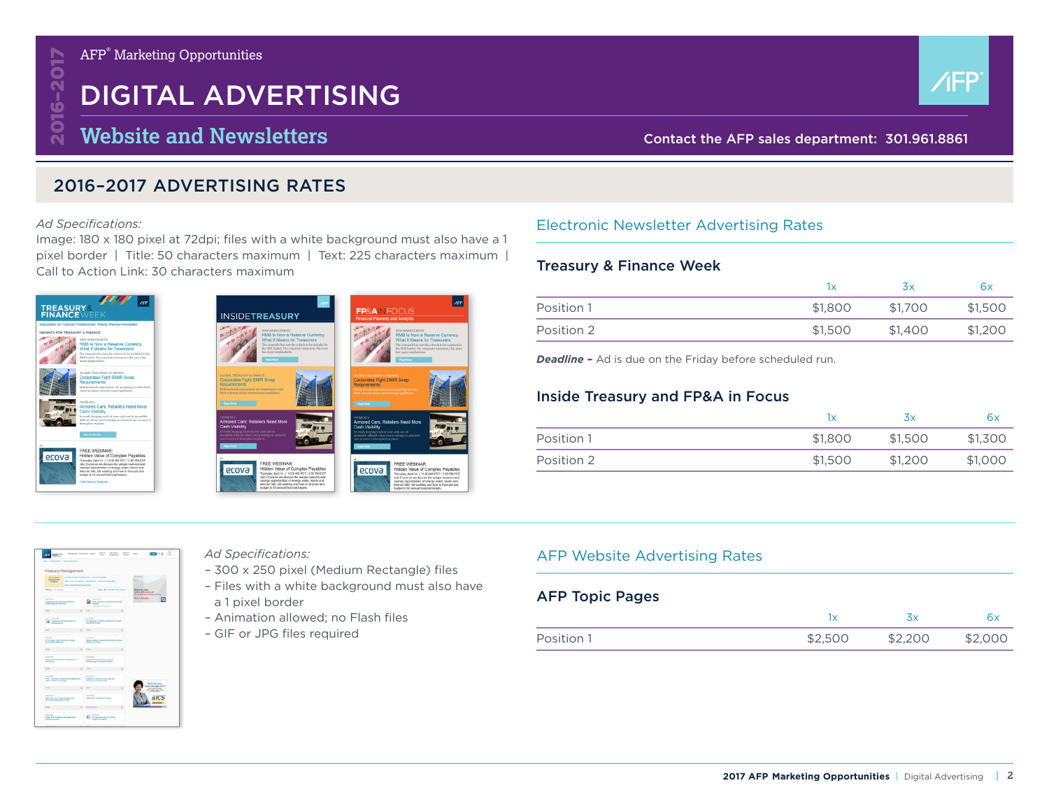AFP® Marketing Opportunities

# DIGITAL ADVERTISING

## Website and Newsletters

Contact the AFP sales department: 301.961.8861

## 2016–2017 ADVERTISING RATES

*Ad Specifications:*
Image: 180 x 180 pixel at 72dpi; files with a white background must also have a 1 pixel border | Title: 50 characters maximum | Text: 225 characters maximum | Call to Action Link: 30 characters maximum

### Electronic Newsletter Advertising Rates

#### Treasury & Finance Week

| | 1x | 3x | 6x |
|---|---|---|---|
| Position 1 | $1,800 | $1,700 | $1,500 |
| Position 2 | $1,500 | $1,400 | $1,200 |

***Deadline –*** Ad is due on the Friday before scheduled run.

#### Inside Treasury and FP&A in Focus

| | 1x | 3x | 6x |
|---|---|---|---|
| Position 1 | $1,800 | $1,500 | $1,300 |
| Position 2 | $1,500 | $1,200 | $1,000 |

*Ad Specifications:*

- 300 x 250 pixel (Medium Rectangle) files
- Files with a white background must also have a 1 pixel border
- Animation allowed; no Flash files
- GIF or JPG files required

### AFP Website Advertising Rates

#### AFP Topic Pages

| | 1x | 3x | 6x |
|---|---|---|---|
| Position 1 | $2,500 | $2,200 | $2,000 |